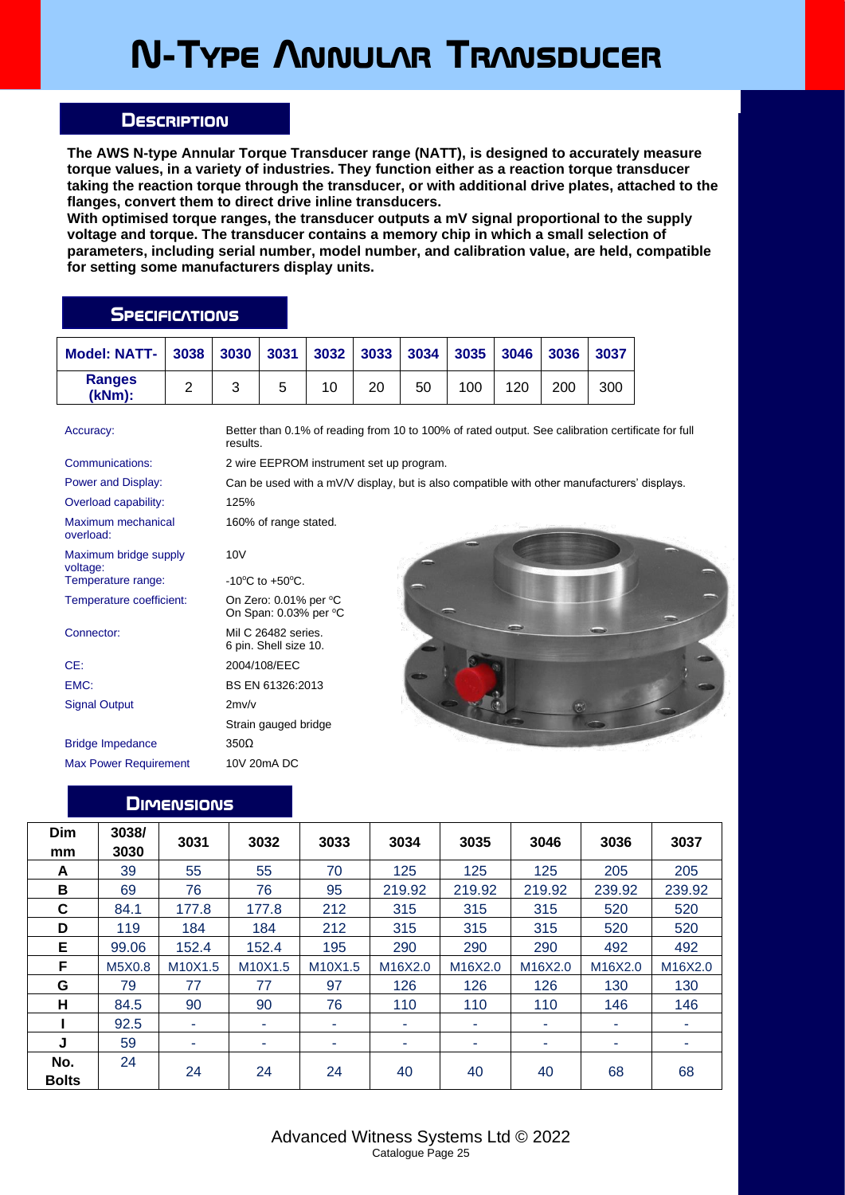# N-Type Annular Transducer

## Description

**The AWS N-type Annular Torque Transducer range (NATT), is designed to accurately measure torque values, in a variety of industries. They function either as a reaction torque transducer taking the reaction torque through the transducer, or with additional drive plates, attached to the flanges, convert them to direct drive inline transducers.**

**With optimised torque ranges, the transducer outputs a mV signal proportional to the supply voltage and torque. The transducer contains a memory chip in which a small selection of parameters, including serial number, model number, and calibration value, are held, compatible for setting some manufacturers display units.**

## Specifications

| Model: NATT- | 3038 | 3030 | 3031 | 3032 | 3033 | 3034 | 3035 | 3046 | 3036 | 3037 |
|---|---|---|---|---|---|---|---|---|---|---|
| Ranges (kNm): | 2 | 3 | 5 | 10 | 20 | 50 | 100 | 120 | 200 | 300 |

| | |
|---|---|
| Accuracy: | Better than 0.1% of reading from 10 to 100% of rated output. See calibration certificate for full results. |
| Communications: | 2 wire EEPROM instrument set up program. |
| Power and Display: | Can be used with a mV/V display, but is also compatible with other manufacturers' displays. |
| Overload capability: | 125% |
| Maximum mechanical overload: | 160% of range stated. |
| Maximum bridge supply voltage: | 10V |
| Temperature range: | -10°C to +50°C. |
| Temperature coefficient: | On Zero: 0.01% per °C<br>On Span: 0.03% per °C |
| Connector: | Mil C 26482 series.<br>6 pin. Shell size 10. |
| CE: | 2004/108/EEC |
| EMC: | BS EN 61326:2013 |
| Signal Output | 2mv/v<br>Strain gauged bridge |
| Bridge Impedance | 350Ω |
| Max Power Requirement | 10V 20mA DC |

## Dimensions

| Dim mm | 3038/ 3030 | 3031 | 3032 | 3033 | 3034 | 3035 | 3046 | 3036 | 3037 |
|---|---|---|---|---|---|---|---|---|---|
| A | 39 | 55 | 55 | 70 | 125 | 125 | 125 | 205 | 205 |
| B | 69 | 76 | 76 | 95 | 219.92 | 219.92 | 219.92 | 239.92 | 239.92 |
| C | 84.1 | 177.8 | 177.8 | 212 | 315 | 315 | 315 | 520 | 520 |
| D | 119 | 184 | 184 | 212 | 315 | 315 | 315 | 520 | 520 |
| E | 99.06 | 152.4 | 152.4 | 195 | 290 | 290 | 290 | 492 | 492 |
| F | M5X0.8 | M10X1.5 | M10X1.5 | M10X1.5 | M16X2.0 | M16X2.0 | M16X2.0 | M16X2.0 | M16X2.0 |
| G | 79 | 77 | 77 | 97 | 126 | 126 | 126 | 130 | 130 |
| H | 84.5 | 90 | 90 | 76 | 110 | 110 | 110 | 146 | 146 |
| I | 92.5 | - | - | - | - | - | - | - | - |
| J | 59 | - | - | - | - | - | - | - | - |
| No. Bolts | 24 | 24 | 24 | 24 | 40 | 40 | 40 | 68 | 68 |

Advanced Witness Systems Ltd © 2022
Catalogue Page 25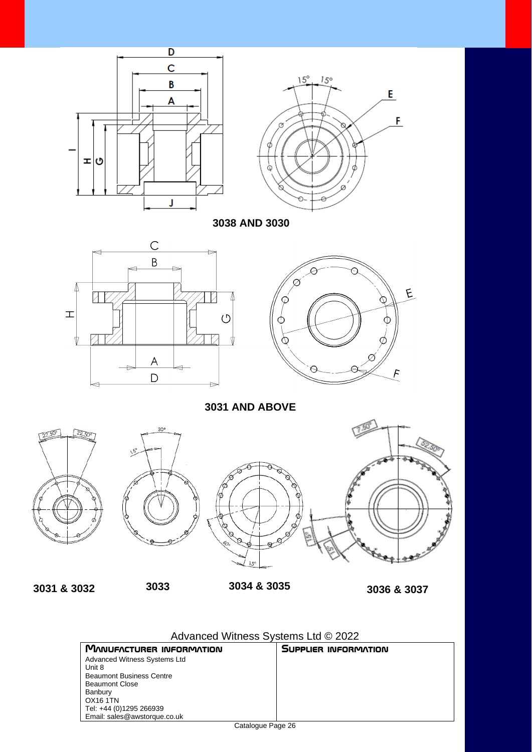D

C

B

A

I

H

G

J

15°

15°

E

F

**3038 AND 3030**

C

B

H

G

A

D

E

F

**3031 AND ABOVE**

22.50°

22.50°

30°

15°

60°

15°

7.50°

52.50°

15°

15°

**3031 & 3032**

**3033**

**3034 & 3035**

**3036 & 3037**

Advanced Witness Systems Ltd © 2022

| MANUFACTURER INFORMATION | SUPPLIER INFORMATION |
|---|---|
| Advanced Witness Systems Ltd<br>Unit 8<br>Beaumont Business Centre<br>Beaumont Close<br>Banbury<br>OX16 1TN<br>Tel: +44 (0)1295 266939<br>Email: sales@awstorque.co.uk | |

Catalogue Page 26